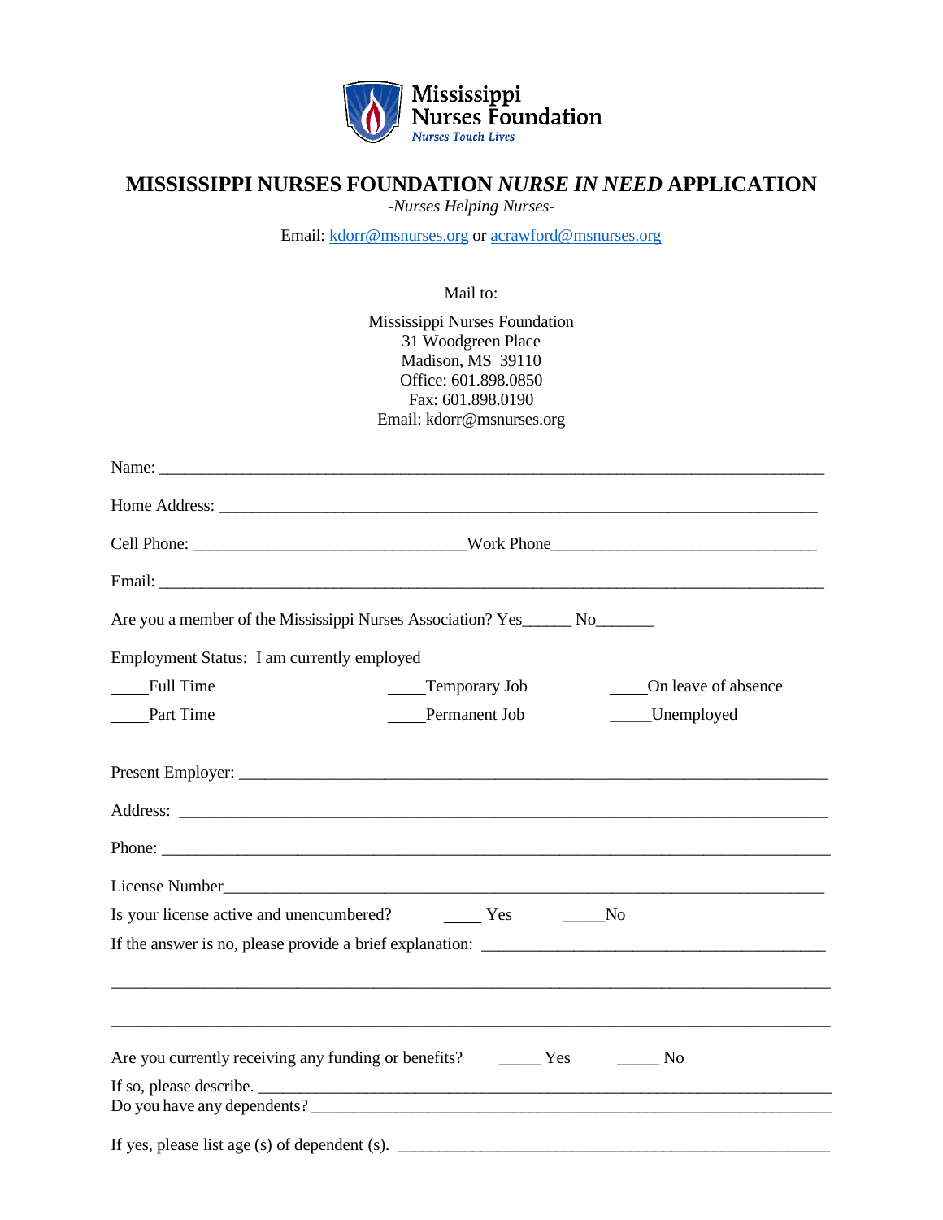Mississippi Nurses Foundation
*Nurses Touch Lives*

# MISSISSIPPI NURSES FOUNDATION *NURSE IN NEED* APPLICATION

*-Nurses Helping Nurses-*

Email: kdorr@msnurses.org or acrawford@msnurses.org

Mail to:

Mississippi Nurses Foundation
31 Woodgreen Place
Madison, MS 39110
Office: 601.898.0850
Fax: 601.898.0190
Email: kdorr@msnurses.org

Name: ___________________________________________________________________________

Home Address: ____________________________________________________________________

Cell Phone: _______________________________Work Phone_______________________________

Email: ___________________________________________________________________________

Are you a member of the Mississippi Nurses Association? Yes______ No_______

Employment Status: I am currently employed

_____Full Time _____Temporary Job _____On leave of absence

_____Part Time _____Permanent Job _____Unemployed

Present Employer: _________________________________________________________________

Address: _________________________________________________________________________

Phone: __________________________________________________________________________

License Number___________________________________________________________________

Is your license active and unencumbered? _____ Yes _____No

If the answer is no, please provide a brief explanation: _______________________________________

_________________________________________________________________________________

_________________________________________________________________________________

Are you currently receiving any funding or benefits? _____ Yes _____ No

If so, please describe. _______________________________________________________________

Do you have any dependents? ___________________________________________________________

If yes, please list age (s) of dependent (s). _________________________________________________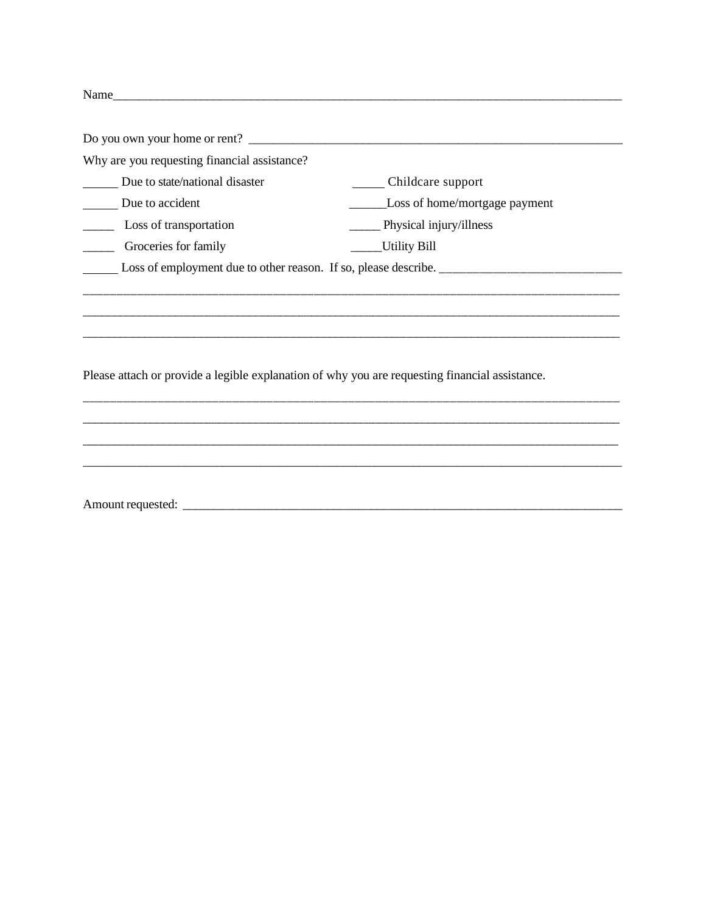Name_______________________________________________________________________________

Do you own your home or rent? __________________________________________________________

Why are you requesting financial assistance?

_____ Due to state/national disaster

_____ Childcare support

_____ Due to accident

______Loss of home/mortgage payment

_____ Loss of transportation

_____ Physical injury/illness

_____ Groceries for family

_____Utility Bill

_____ Loss of employment due to other reason. If so, please describe. ____________________________

_______________________________________________________________________________________

_______________________________________________________________________________________

_______________________________________________________________________________________

Please attach or provide a legible explanation of why you are requesting financial assistance.

_______________________________________________________________________________________

_______________________________________________________________________________________

_______________________________________________________________________________________

_______________________________________________________________________________________

Amount requested: ______________________________________________________________________